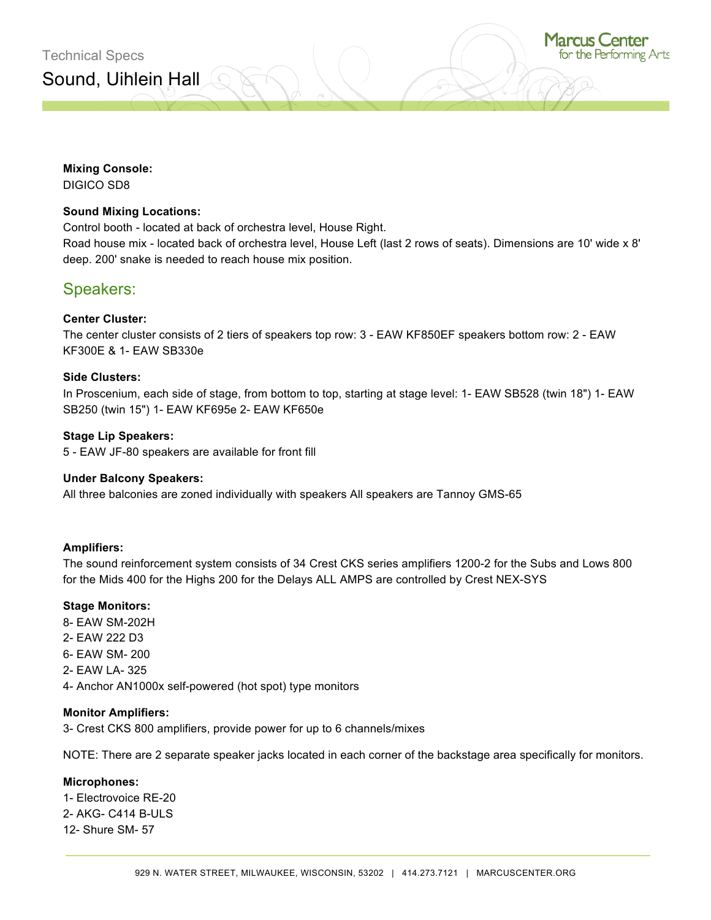Technical Specs

# Sound, Uihlein Hall

**Mixing Console:**
DIGICO SD8

**Sound Mixing Locations:**
Control booth - located at back of orchestra level, House Right.
Road house mix - located back of orchestra level, House Left (last 2 rows of seats). Dimensions are 10' wide x 8' deep. 200' snake is needed to reach house mix position.

## Speakers:

**Center Cluster:**
The center cluster consists of 2 tiers of speakers top row: 3 - EAW KF850EF speakers bottom row: 2 - EAW KF300E & 1- EAW SB330e

**Side Clusters:**
In Proscenium, each side of stage, from bottom to top, starting at stage level: 1- EAW SB528 (twin 18") 1- EAW SB250 (twin 15") 1- EAW KF695e 2- EAW KF650e

**Stage Lip Speakers:**
5 - EAW JF-80 speakers are available for front fill

**Under Balcony Speakers:**
All three balconies are zoned individually with speakers All speakers are Tannoy GMS-65

**Amplifiers:**
The sound reinforcement system consists of 34 Crest CKS series amplifiers 1200-2 for the Subs and Lows 800 for the Mids 400 for the Highs 200 for the Delays ALL AMPS are controlled by Crest NEX-SYS

**Stage Monitors:**
8- EAW SM-202H
2- EAW 222 D3
6- EAW SM- 200
2- EAW LA- 325
4- Anchor AN1000x self-powered (hot spot) type monitors

**Monitor Amplifiers:**
3- Crest CKS 800 amplifiers, provide power for up to 6 channels/mixes

NOTE: There are 2 separate speaker jacks located in each corner of the backstage area specifically for monitors.

**Microphones:**
1- Electrovoice RE-20
2- AKG- C414 B-ULS
12- Shure SM- 57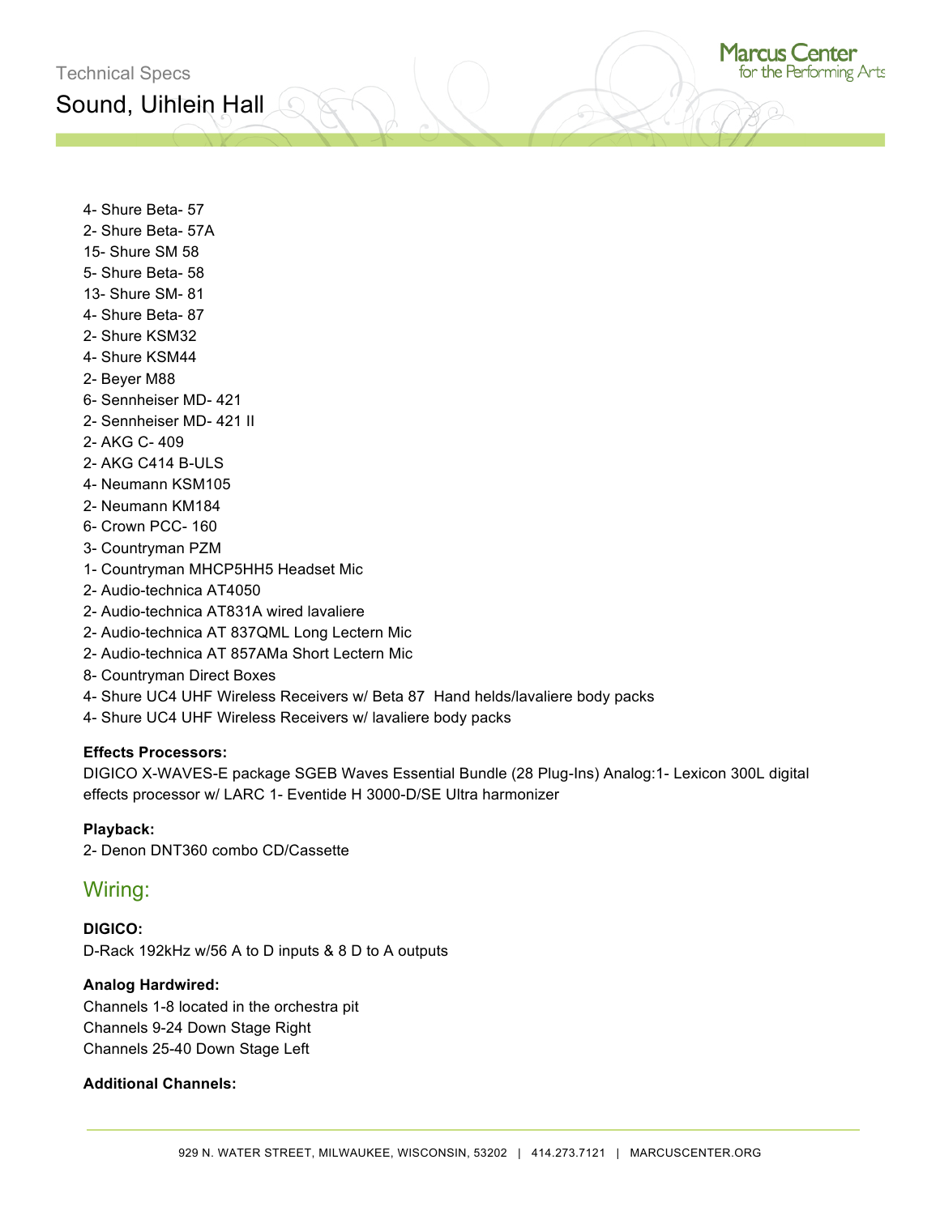4- Shure Beta- 57
2- Shure Beta- 57A
15- Shure SM 58
5- Shure Beta- 58
13- Shure SM- 81
4- Shure Beta- 87
2- Shure KSM32
4- Shure KSM44
2- Beyer M88
6- Sennheiser MD- 421
2- Sennheiser MD- 421 II
2- AKG C- 409
2- AKG C414 B-ULS
4- Neumann KSM105
2- Neumann KM184
6- Crown PCC- 160
3- Countryman PZM
1- Countryman MHCP5HH5 Headset Mic
2- Audio-technica AT4050
2- Audio-technica AT831A wired lavaliere
2- Audio-technica AT 837QML Long Lectern Mic
2- Audio-technica AT 857AMa Short Lectern Mic
8- Countryman Direct Boxes
4- Shure UC4 UHF Wireless Receivers w/ Beta 87 Hand helds/lavaliere body packs
4- Shure UC4 UHF Wireless Receivers w/ lavaliere body packs

**Effects Processors:**
DIGICO X-WAVES-E package SGEB Waves Essential Bundle (28 Plug-Ins) Analog:1- Lexicon 300L digital effects processor w/ LARC 1- Eventide H 3000-D/SE Ultra harmonizer

**Playback:**
2- Denon DNT360 combo CD/Cassette

## Wiring:

**DIGICO:**
D-Rack 192kHz w/56 A to D inputs & 8 D to A outputs

**Analog Hardwired:**
Channels 1-8 located in the orchestra pit
Channels 9-24 Down Stage Right
Channels 25-40 Down Stage Left

**Additional Channels:**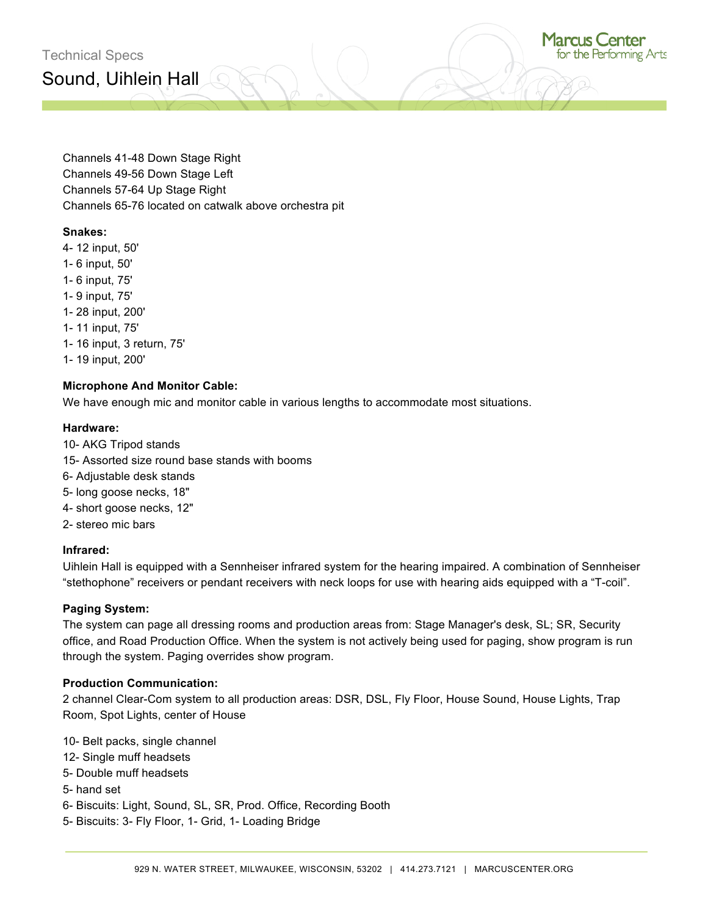Channels 41-48 Down Stage Right
Channels 49-56 Down Stage Left
Channels 57-64 Up Stage Right
Channels 65-76 located on catwalk above orchestra pit

**Snakes:**
4- 12 input, 50'
1- 6 input, 50'
1- 6 input, 75'
1- 9 input, 75'
1- 28 input, 200'
1- 11 input, 75'
1- 16 input, 3 return, 75'
1- 19 input, 200'

**Microphone And Monitor Cable:**
We have enough mic and monitor cable in various lengths to accommodate most situations.

**Hardware:**
10- AKG Tripod stands
15- Assorted size round base stands with booms
6- Adjustable desk stands
5- long goose necks, 18"
4- short goose necks, 12"
2- stereo mic bars

**Infrared:**
Uihlein Hall is equipped with a Sennheiser infrared system for the hearing impaired. A combination of Sennheiser "stethophone" receivers or pendant receivers with neck loops for use with hearing aids equipped with a "T-coil".

**Paging System:**
The system can page all dressing rooms and production areas from: Stage Manager's desk, SL; SR, Security office, and Road Production Office. When the system is not actively being used for paging, show program is run through the system. Paging overrides show program.

**Production Communication:**
2 channel Clear-Com system to all production areas: DSR, DSL, Fly Floor, House Sound, House Lights, Trap Room, Spot Lights, center of House

10- Belt packs, single channel
12- Single muff headsets
5- Double muff headsets
5- hand set
6- Biscuits: Light, Sound, SL, SR, Prod. Office, Recording Booth
5- Biscuits: 3- Fly Floor, 1- Grid, 1- Loading Bridge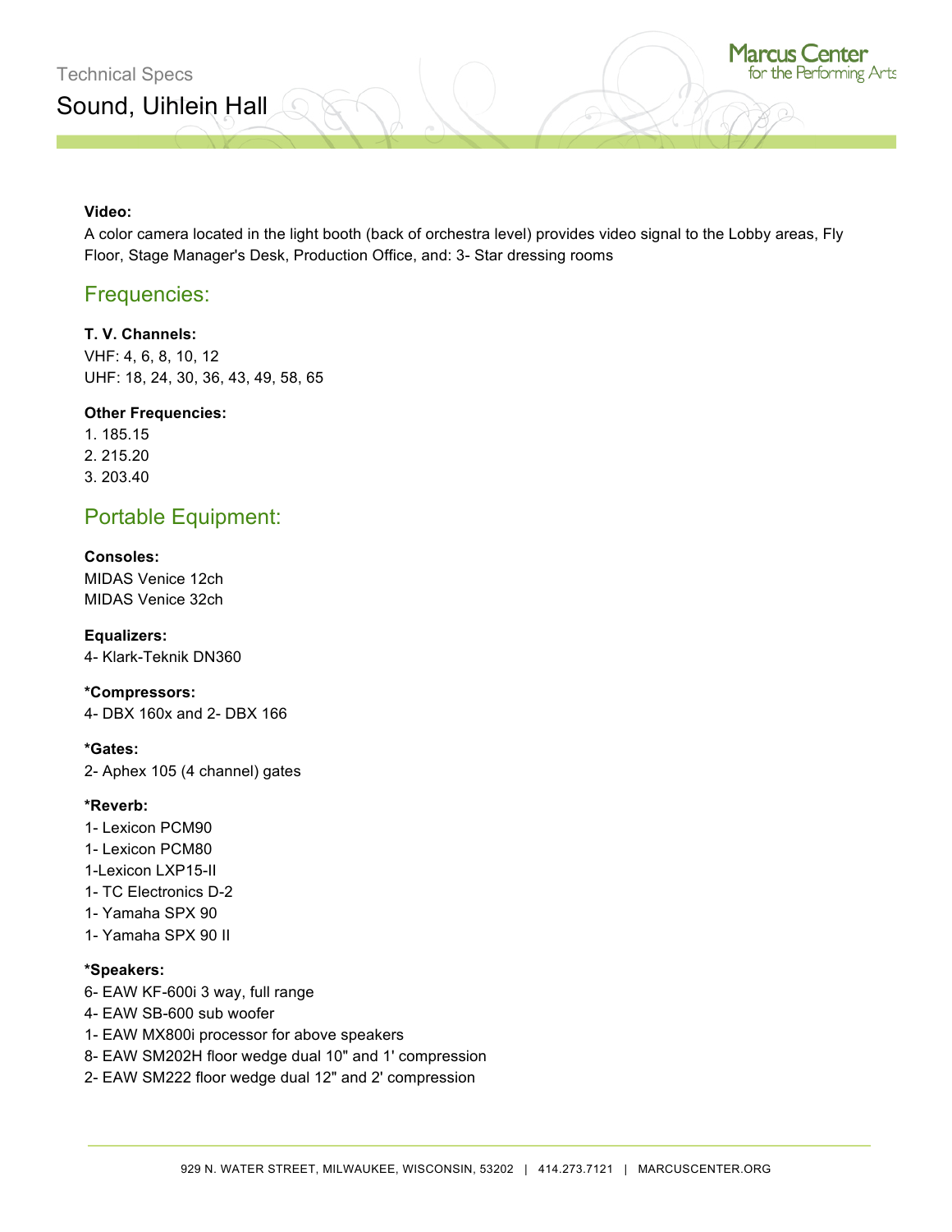**Video:**
A color camera located in the light booth (back of orchestra level) provides video signal to the Lobby areas, Fly Floor, Stage Manager's Desk, Production Office, and: 3- Star dressing rooms

## Frequencies:

**T. V. Channels:**
VHF: 4, 6, 8, 10, 12
UHF: 18, 24, 30, 36, 43, 49, 58, 65

**Other Frequencies:**
1. 185.15
2. 215.20
3. 203.40

## Portable Equipment:

**Consoles:**
MIDAS Venice 12ch
MIDAS Venice 32ch

**Equalizers:**
4- Klark-Teknik DN360

***Compressors:**
4- DBX 160x and 2- DBX 166

***Gates:**
2- Aphex 105 (4 channel) gates

***Reverb:**
1- Lexicon PCM90
1- Lexicon PCM80
1-Lexicon LXP15-II
1- TC Electronics D-2
1- Yamaha SPX 90
1- Yamaha SPX 90 II

***Speakers:**
6- EAW KF-600i 3 way, full range
4- EAW SB-600 sub woofer
1- EAW MX800i processor for above speakers
8- EAW SM202H floor wedge dual 10" and 1' compression
2- EAW SM222 floor wedge dual 12" and 2' compression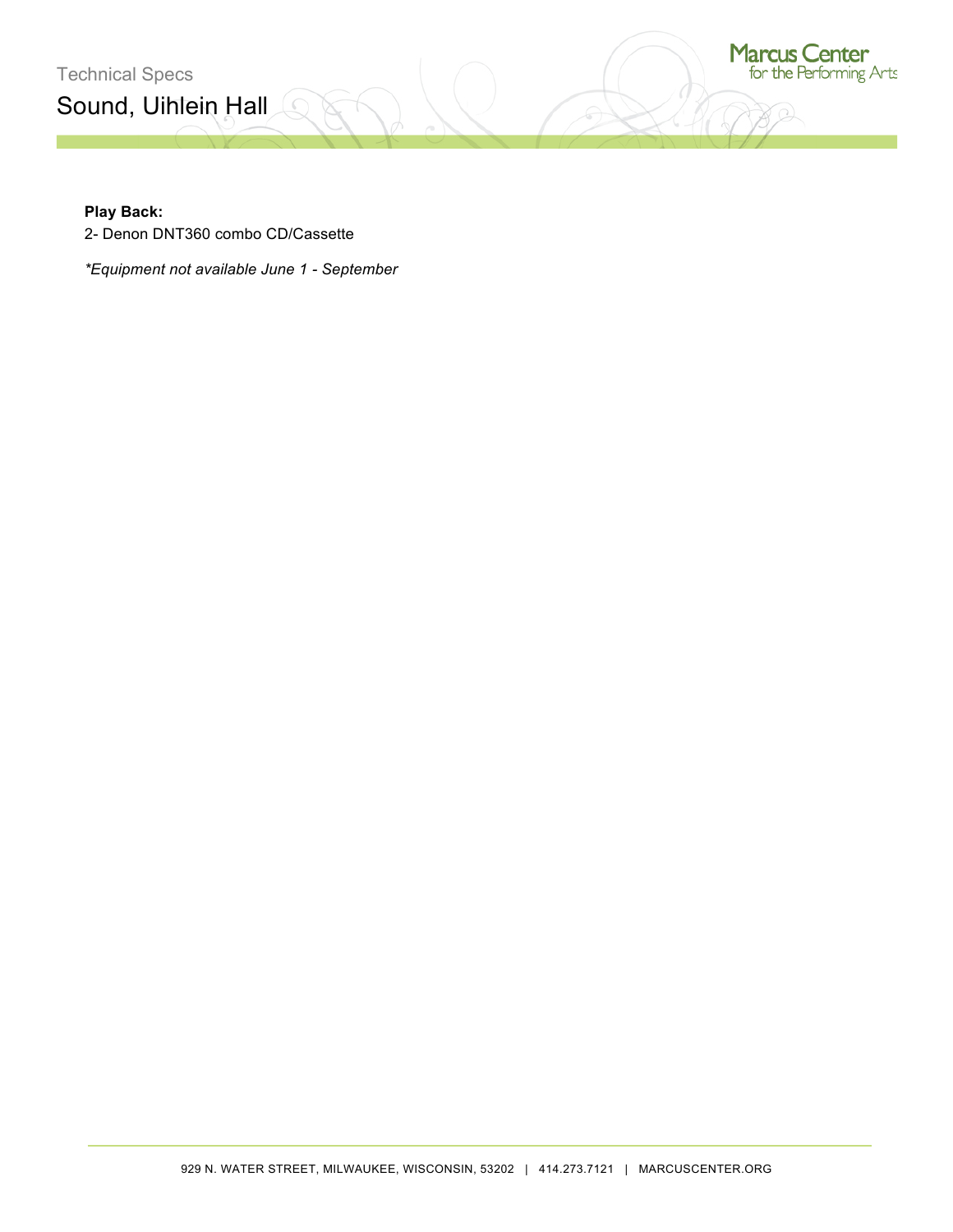**Play Back:**
2- Denon DNT360 combo CD/Cassette

*\*Equipment not available June 1 - September*